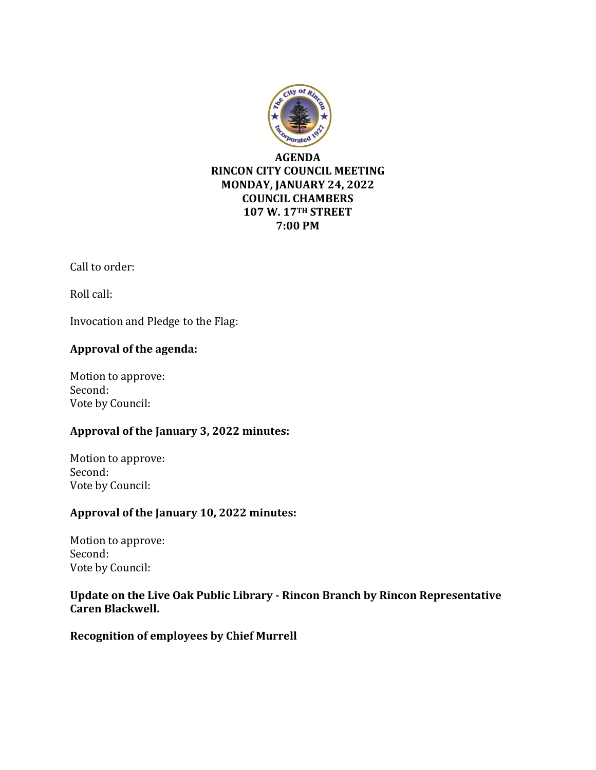# AGENDA
## RINCON CITY COUNCIL MEETING
## MONDAY, JANUARY 24, 2022
## COUNCIL CHAMBERS
## 107 W. 17TH STREET
## 7:00 PM

Call to order:

Roll call:

Invocation and Pledge to the Flag:

**Approval of the agenda:**

Motion to approve:
Second:
Vote by Council:

**Approval of the January 3, 2022 minutes:**

Motion to approve:
Second:
Vote by Council:

**Approval of the January 10, 2022 minutes:**

Motion to approve:
Second:
Vote by Council:

**Update on the Live Oak Public Library - Rincon Branch by Rincon Representative Caren Blackwell.**

**Recognition of employees by Chief Murrell**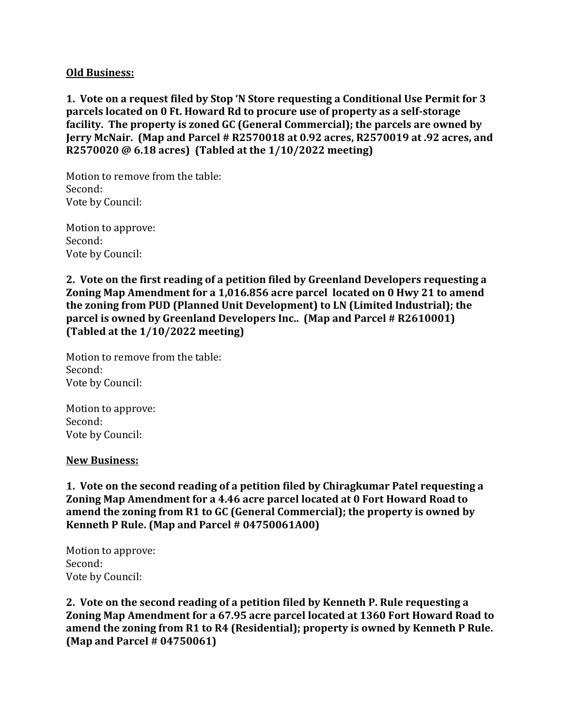**Old Business:**

**1. Vote on a request filed by Stop 'N Store requesting a Conditional Use Permit for 3 parcels located on 0 Ft. Howard Rd to procure use of property as a self-storage facility. The property is zoned GC (General Commercial); the parcels are owned by Jerry McNair. (Map and Parcel # R2570018 at 0.92 acres, R2570019 at .92 acres, and R2570020 @ 6.18 acres) (Tabled at the 1/10/2022 meeting)**

Motion to remove from the table:
Second:
Vote by Council:

Motion to approve:
Second:
Vote by Council:

**2. Vote on the first reading of a petition filed by Greenland Developers requesting a Zoning Map Amendment for a 1,016.856 acre parcel located on 0 Hwy 21 to amend the zoning from PUD (Planned Unit Development) to LN (Limited Industrial); the parcel is owned by Greenland Developers Inc.. (Map and Parcel # R2610001) (Tabled at the 1/10/2022 meeting)**

Motion to remove from the table:
Second:
Vote by Council:

Motion to approve:
Second:
Vote by Council:

**New Business:**

**1. Vote on the second reading of a petition filed by Chiragkumar Patel requesting a Zoning Map Amendment for a 4.46 acre parcel located at 0 Fort Howard Road to amend the zoning from R1 to GC (General Commercial); the property is owned by Kenneth P Rule. (Map and Parcel # 04750061A00)**

Motion to approve:
Second:
Vote by Council:

**2. Vote on the second reading of a petition filed by Kenneth P. Rule requesting a Zoning Map Amendment for a 67.95 acre parcel located at 1360 Fort Howard Road to amend the zoning from R1 to R4 (Residential); property is owned by Kenneth P Rule. (Map and Parcel # 04750061)**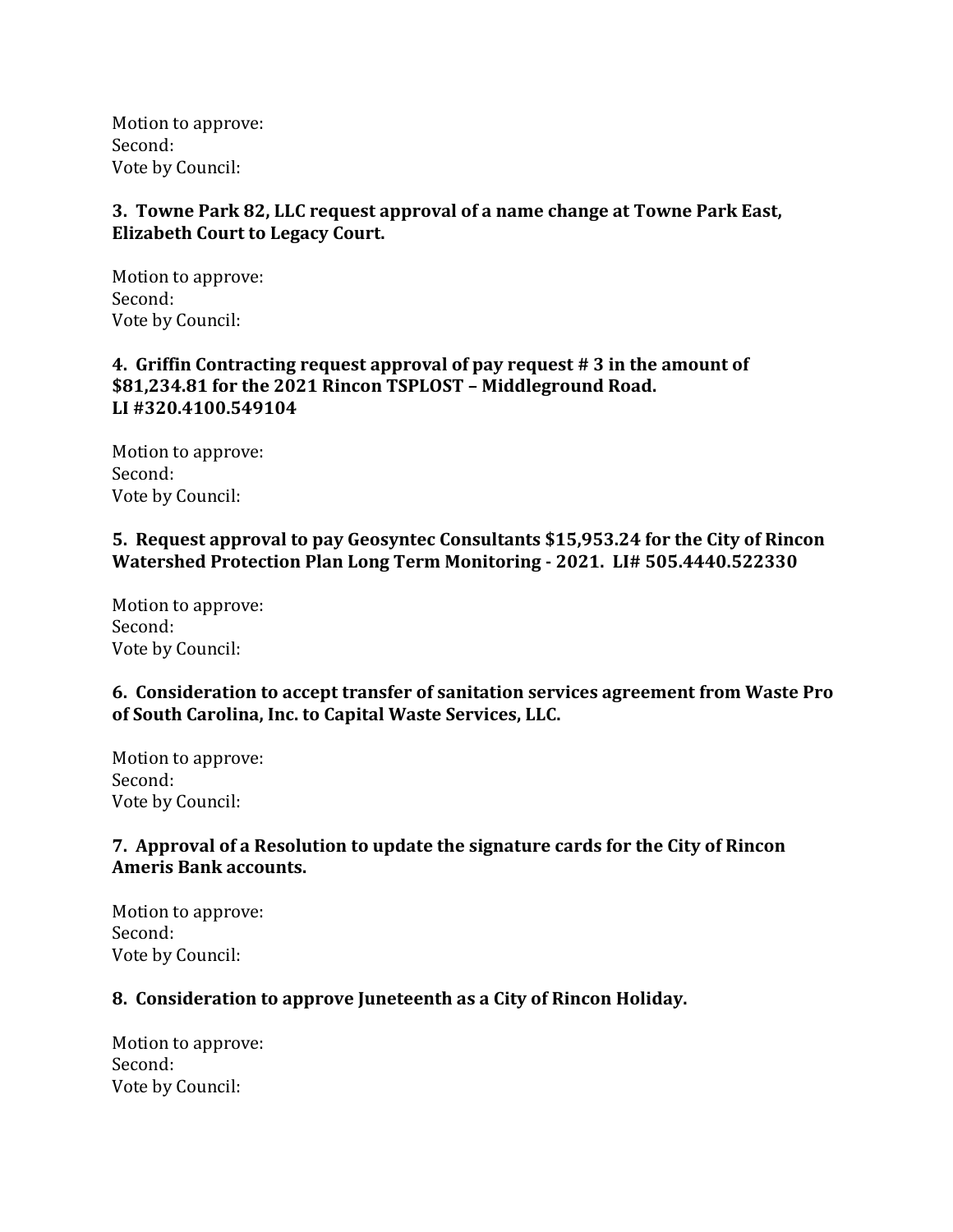Motion to approve:
Second:
Vote by Council:

**3. Towne Park 82, LLC request approval of a name change at Towne Park East, Elizabeth Court to Legacy Court.**

Motion to approve:
Second:
Vote by Council:

**4. Griffin Contracting request approval of pay request # 3 in the amount of $81,234.81 for the 2021 Rincon TSPLOST – Middleground Road. LI #320.4100.549104**

Motion to approve:
Second:
Vote by Council:

**5. Request approval to pay Geosyntec Consultants $15,953.24 for the City of Rincon Watershed Protection Plan Long Term Monitoring - 2021. LI# 505.4440.522330**

Motion to approve:
Second:
Vote by Council:

**6. Consideration to accept transfer of sanitation services agreement from Waste Pro of South Carolina, Inc. to Capital Waste Services, LLC.**

Motion to approve:
Second:
Vote by Council:

**7. Approval of a Resolution to update the signature cards for the City of Rincon Ameris Bank accounts.**

Motion to approve:
Second:
Vote by Council:

**8. Consideration to approve Juneteenth as a City of Rincon Holiday.**

Motion to approve:
Second:
Vote by Council: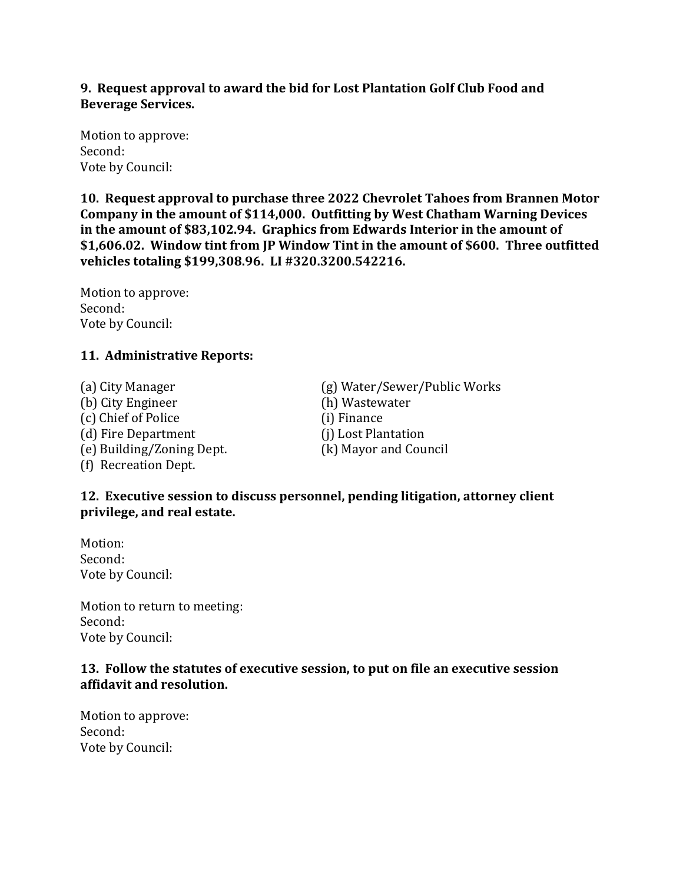**9. Request approval to award the bid for Lost Plantation Golf Club Food and Beverage Services.**

Motion to approve:
Second:
Vote by Council:

**10. Request approval to purchase three 2022 Chevrolet Tahoes from Brannen Motor Company in the amount of $114,000. Outfitting by West Chatham Warning Devices in the amount of $83,102.94. Graphics from Edwards Interior in the amount of $1,606.02. Window tint from JP Window Tint in the amount of $600. Three outfitted vehicles totaling $199,308.96. LI #320.3200.542216.**

Motion to approve:
Second:
Vote by Council:

**11. Administrative Reports:**

(a) City Manager
(b) City Engineer
(c) Chief of Police
(d) Fire Department
(e) Building/Zoning Dept.
(f) Recreation Dept.
(g) Water/Sewer/Public Works
(h) Wastewater
(i) Finance
(j) Lost Plantation
(k) Mayor and Council

**12. Executive session to discuss personnel, pending litigation, attorney client privilege, and real estate.**

Motion:
Second:
Vote by Council:

Motion to return to meeting:
Second:
Vote by Council:

**13. Follow the statutes of executive session, to put on file an executive session affidavit and resolution.**

Motion to approve:
Second:
Vote by Council: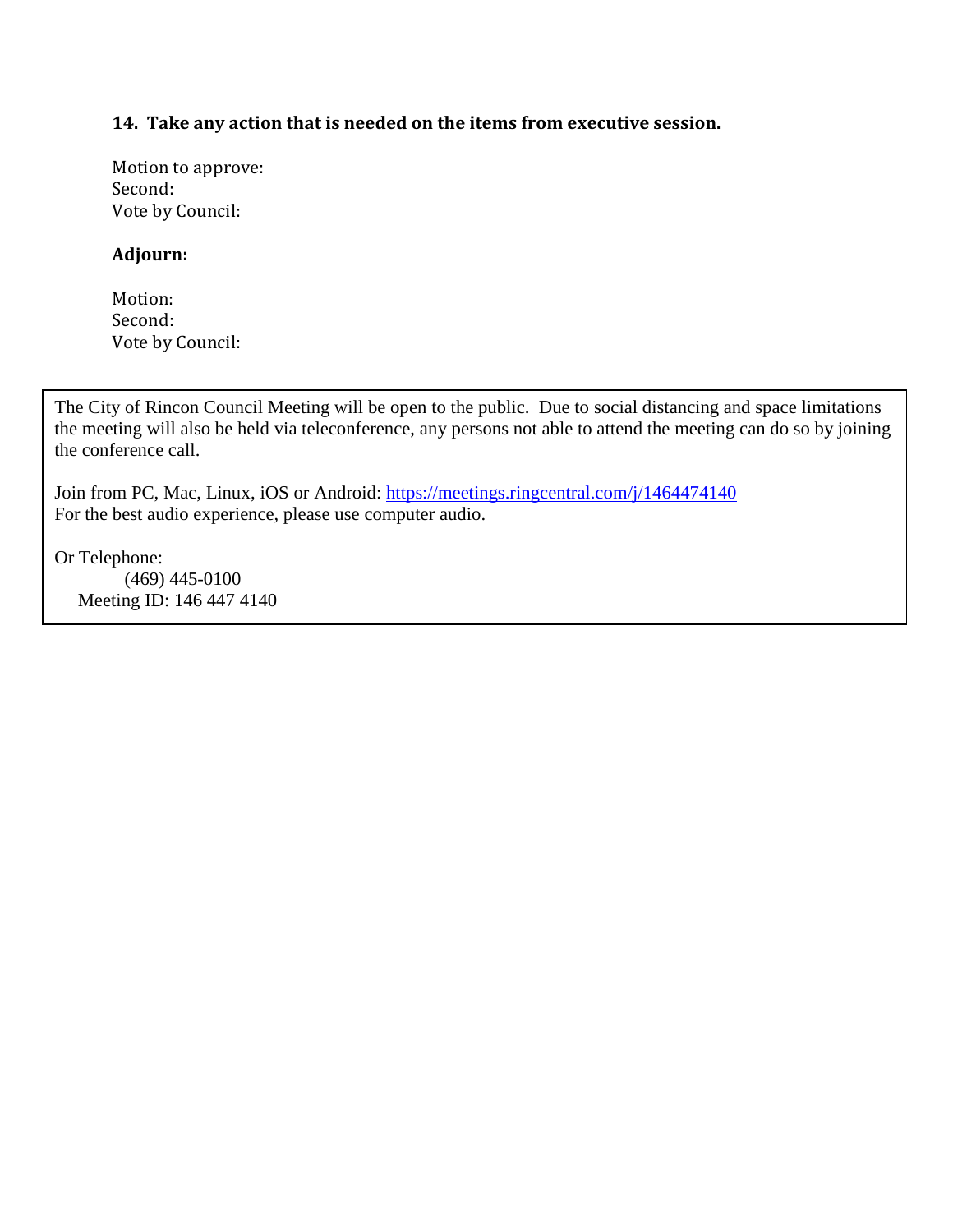**14. Take any action that is needed on the items from executive session.**

Motion to approve:
Second:
Vote by Council:

**Adjourn:**

Motion:
Second:
Vote by Council:

The City of Rincon Council Meeting will be open to the public. Due to social distancing and space limitations the meeting will also be held via teleconference, any persons not able to attend the meeting can do so by joining the conference call.

Join from PC, Mac, Linux, iOS or Android: https://meetings.ringcentral.com/j/1464474140
For the best audio experience, please use computer audio.

Or Telephone:
(469) 445-0100
Meeting ID: 146 447 4140